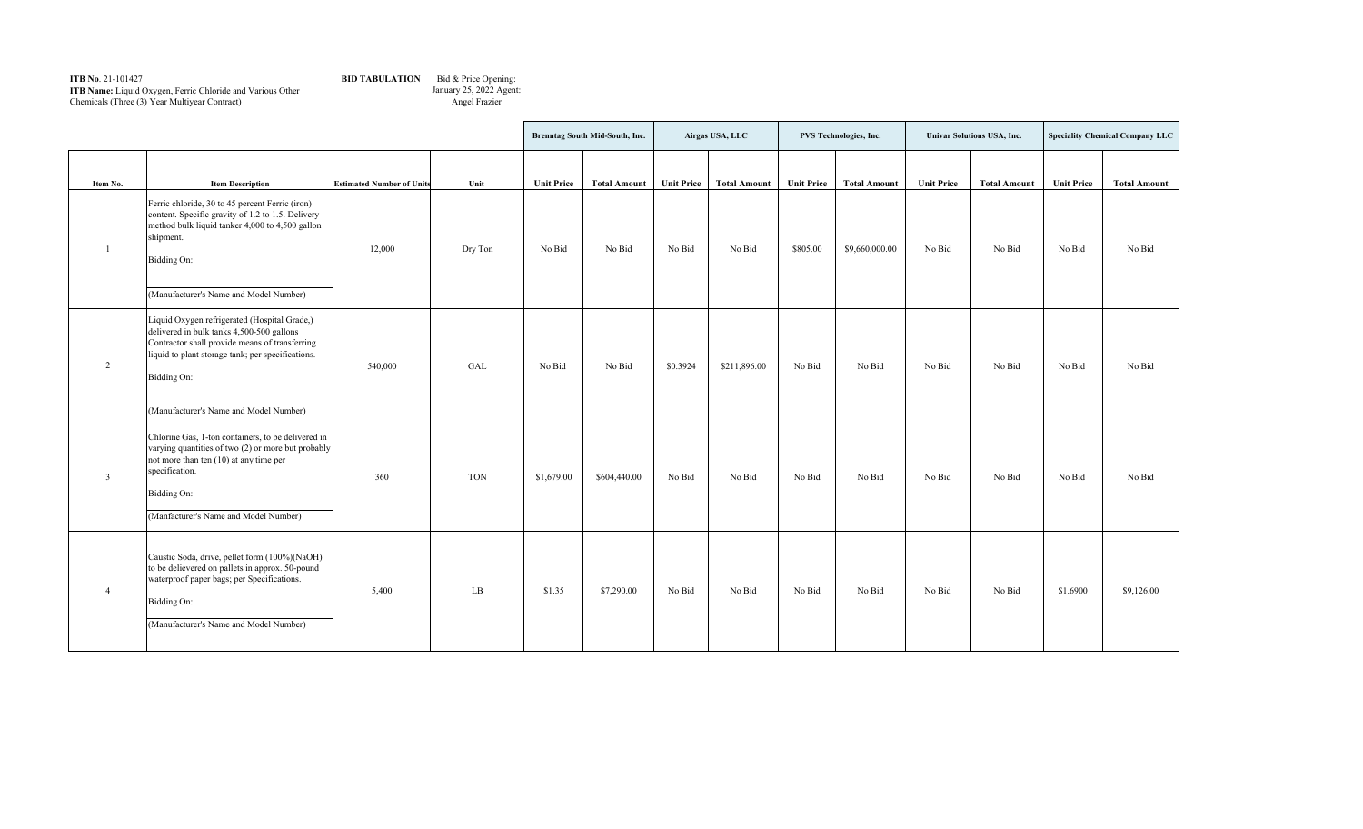**ITB No**. 21-101427
**ITB Name:** Liquid Oxygen, Ferric Chloride and Various Other Chemicals (Three (3) Year Multiyear Contract)

**BID TABULATION** Bid & Price Opening: January 25, 2022 Agent: Angel Frazier

| | | | | Brenntag South Mid-South, Inc. | | Airgas USA, LLC | | PVS Technologies, Inc. | | Univar Solutions USA, Inc. | | Speciality Chemical Company LLC | |
|---|---|---|---|---|---|---|---|---|---|---|---|---|---|
| **Item No.** | **Item Description** | **Estimated Number of Units** | **Unit** | **Unit Price** | **Total Amount** | **Unit Price** | **Total Amount** | **Unit Price** | **Total Amount** | **Unit Price** | **Total Amount** | **Unit Price** | **Total Amount** |
| 1 | Ferric chloride, 30 to 45 percent Ferric (iron) content. Specific gravity of 1.2 to 1.5. Delivery method bulk liquid tanker 4,000 to 4,500 gallon shipment. Bidding On: (Manufacturer's Name and Model Number) | 12,000 | Dry Ton | No Bid | No Bid | No Bid | No Bid | $805.00 | $9,660,000.00 | No Bid | No Bid | No Bid | No Bid |
| 2 | Liquid Oxygen refrigerated (Hospital Grade,) delivered in bulk tanks 4,500-500 gallons Contractor shall provide means of transferring liquid to plant storage tank; per specifications. Bidding On: (Manufacturer's Name and Model Number) | 540,000 | GAL | No Bid | No Bid | $0.3924 | $211,896.00 | No Bid | No Bid | No Bid | No Bid | No Bid | No Bid |
| 3 | Chlorine Gas, 1-ton containers, to be delivered in varying quantities of two (2) or more but probably not more than ten (10) at any time per specification. Bidding On: (Manfacturer's Name and Model Number) | 360 | TON | $1,679.00 | $604,440.00 | No Bid | No Bid | No Bid | No Bid | No Bid | No Bid | No Bid | No Bid |
| 4 | Caustic Soda, drive, pellet form (100%)(NaOH) to be delievered on pallets in approx. 50-pound waterproof paper bags; per Specifications. Bidding On: (Manufacturer's Name and Model Number) | 5,400 | LB | $1.35 | $7,290.00 | No Bid | No Bid | No Bid | No Bid | No Bid | No Bid | $1.6900 | $9,126.00 |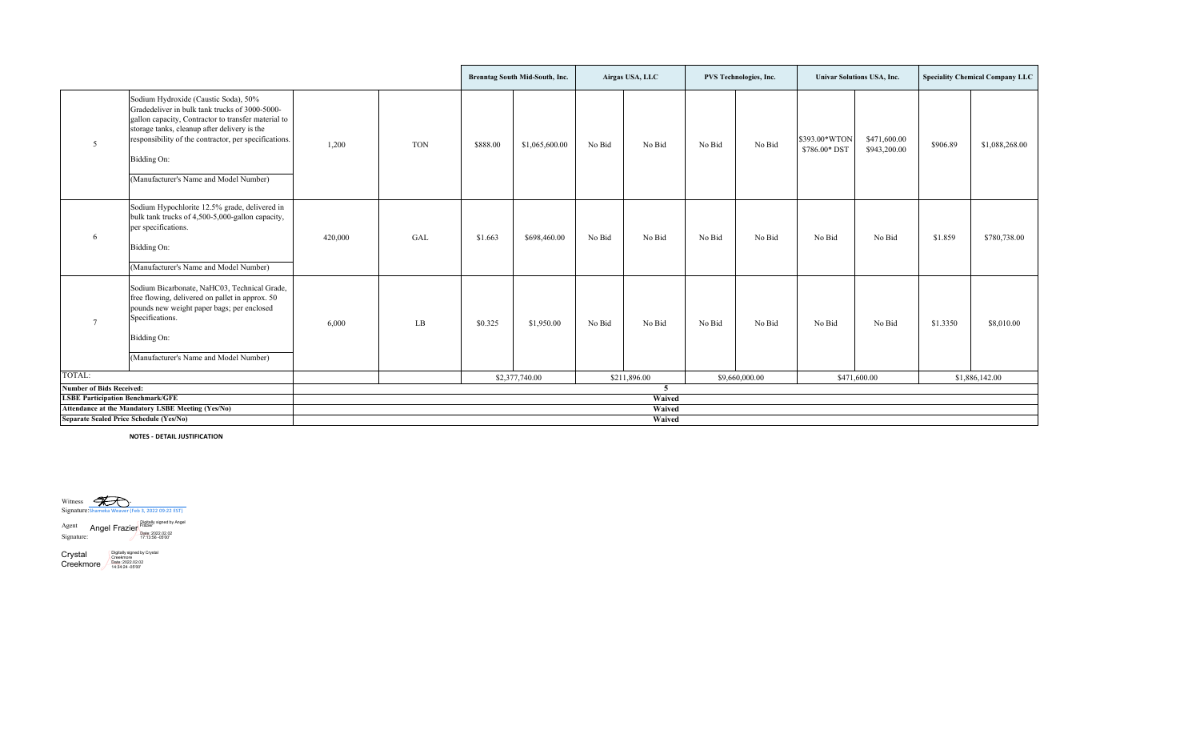| | | | | Brenntag South Mid-South, Inc. | | Airgas USA, LLC | | PVS Technologies, Inc. | | Univar Solutions USA, Inc. | | Speciality Chemical Company LLC | |
|---|---|---|---|---|---|---|---|---|---|---|---|---|---|
| 5 | Sodium Hydroxide (Caustic Soda), 50% Gradedeliver in bulk tank trucks of 3000-5000-gallon capacity, Contractor to transfer material to storage tanks, cleanup after delivery is the responsibility of the contractor, per specifications.<br><br>Bidding On:<br><br>(Manufacturer's Name and Model Number) | 1,200 | TON | $888.00 | $1,065,600.00 | No Bid | No Bid | No Bid | No Bid | $393.00*WTON<br>$786.00* DST | $471,600.00<br>$943,200.00 | $906.89 | $1,088,268.00 |
| 6 | Sodium Hypochlorite 12.5% grade, delivered in bulk tank trucks of 4,500-5,000-gallon capacity, per specifications.<br><br>Bidding On:<br><br>(Manufacturer's Name and Model Number) | 420,000 | GAL | $1.663 | $698,460.00 | No Bid | No Bid | No Bid | No Bid | No Bid | No Bid | $1.859 | $780,738.00 |
| 7 | Sodium Bicarbonate, NaHC03, Technical Grade, free flowing, delivered on pallet in approx. 50 pounds new weight paper bags; per enclosed Specifications.<br><br>Bidding On:<br><br>(Manufacturer's Name and Model Number) | 6,000 | LB | $0.325 | $1,950.00 | No Bid | No Bid | No Bid | No Bid | No Bid | No Bid | $1.3350 | $8,010.00 |
| TOTAL: | | | | $2,377,740.00 | | $211,896.00 | | $9,660,000.00 | | $471,600.00 | | $1,886,142.00 | |
| Number of Bids Received: | | 5 | | | | | | | | | | | |
| LSBE Participation Benchmark/GFE | | Waived | | | | | | | | | | | |
| Attendance at the Mandatory LSBE Meeting (Yes/No) | | Waived | | | | | | | | | | | |
| Separate Sealed Price Schedule (Yes/No) | | Waived | | | | | | | | | | | |

**NOTES - DETAIL JUSTIFICATION**

Witness Signature: Shameka Weaver (Feb 3, 2022 09:22 EST)

Agent Signature: Angel Frazier — Digitally signed by Angel Frazier Date: 2022.02.02 17:13:56 -05'00'

Crystal Creekmore — Digitally signed by Crystal Creekmore Date: 2022.02.02 14:34:24 -05'00'